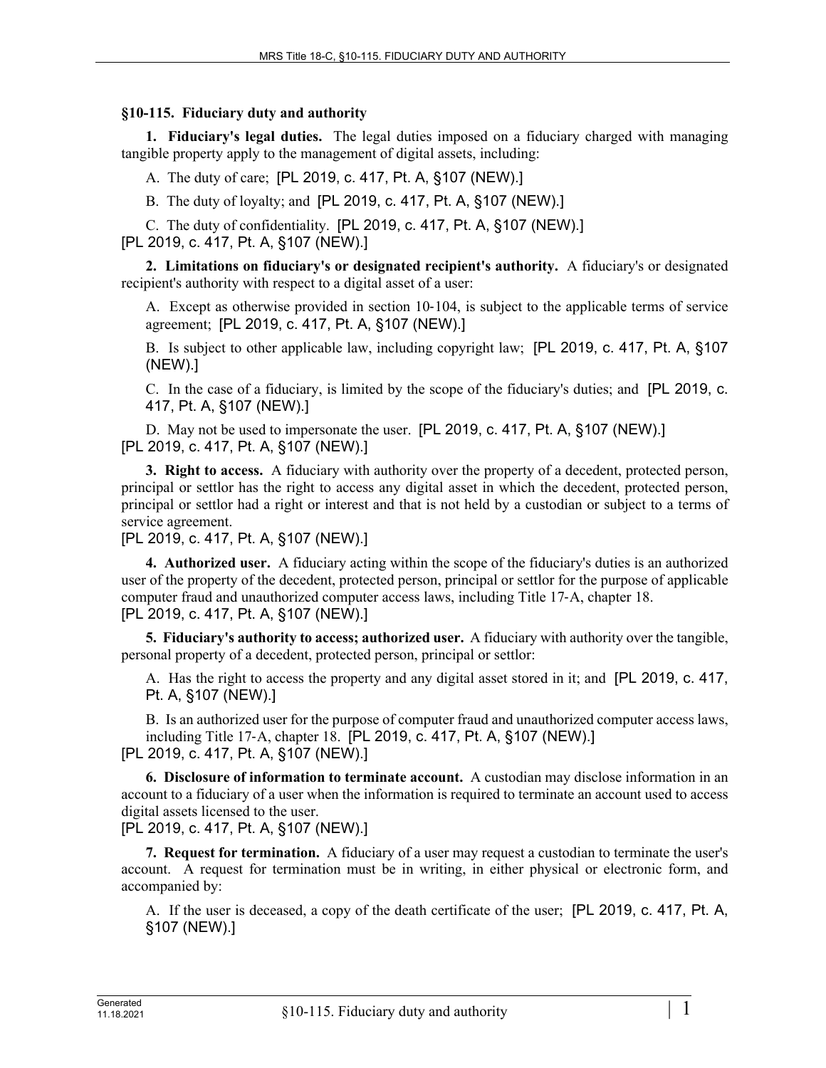## §10-115. Fiduciary duty and authority

**1. Fiduciary's legal duties.** The legal duties imposed on a fiduciary charged with managing tangible property apply to the management of digital assets, including:

A. The duty of care; [PL 2019, c. 417, Pt. A, §107 (NEW).]

B. The duty of loyalty; and [PL 2019, c. 417, Pt. A, §107 (NEW).]

C. The duty of confidentiality. [PL 2019, c. 417, Pt. A, §107 (NEW).]

[PL 2019, c. 417, Pt. A, §107 (NEW).]

**2. Limitations on fiduciary's or designated recipient's authority.** A fiduciary's or designated recipient's authority with respect to a digital asset of a user:

A. Except as otherwise provided in section 10-104, is subject to the applicable terms of service agreement; [PL 2019, c. 417, Pt. A, §107 (NEW).]

B. Is subject to other applicable law, including copyright law; [PL 2019, c. 417, Pt. A, §107 (NEW).]

C. In the case of a fiduciary, is limited by the scope of the fiduciary's duties; and [PL 2019, c. 417, Pt. A, §107 (NEW).]

D. May not be used to impersonate the user. [PL 2019, c. 417, Pt. A, §107 (NEW).]

[PL 2019, c. 417, Pt. A, §107 (NEW).]

**3. Right to access.** A fiduciary with authority over the property of a decedent, protected person, principal or settlor has the right to access any digital asset in which the decedent, protected person, principal or settlor had a right or interest and that is not held by a custodian or subject to a terms of service agreement.

[PL 2019, c. 417, Pt. A, §107 (NEW).]

**4. Authorized user.** A fiduciary acting within the scope of the fiduciary's duties is an authorized user of the property of the decedent, protected person, principal or settlor for the purpose of applicable computer fraud and unauthorized computer access laws, including Title 17-A, chapter 18.

[PL 2019, c. 417, Pt. A, §107 (NEW).]

**5. Fiduciary's authority to access; authorized user.** A fiduciary with authority over the tangible, personal property of a decedent, protected person, principal or settlor:

A. Has the right to access the property and any digital asset stored in it; and [PL 2019, c. 417, Pt. A, §107 (NEW).]

B. Is an authorized user for the purpose of computer fraud and unauthorized computer access laws, including Title 17-A, chapter 18. [PL 2019, c. 417, Pt. A, §107 (NEW).]

[PL 2019, c. 417, Pt. A, §107 (NEW).]

**6. Disclosure of information to terminate account.** A custodian may disclose information in an account to a fiduciary of a user when the information is required to terminate an account used to access digital assets licensed to the user.

[PL 2019, c. 417, Pt. A, §107 (NEW).]

**7. Request for termination.** A fiduciary of a user may request a custodian to terminate the user's account. A request for termination must be in writing, in either physical or electronic form, and accompanied by:

A. If the user is deceased, a copy of the death certificate of the user; [PL 2019, c. 417, Pt. A, §107 (NEW).]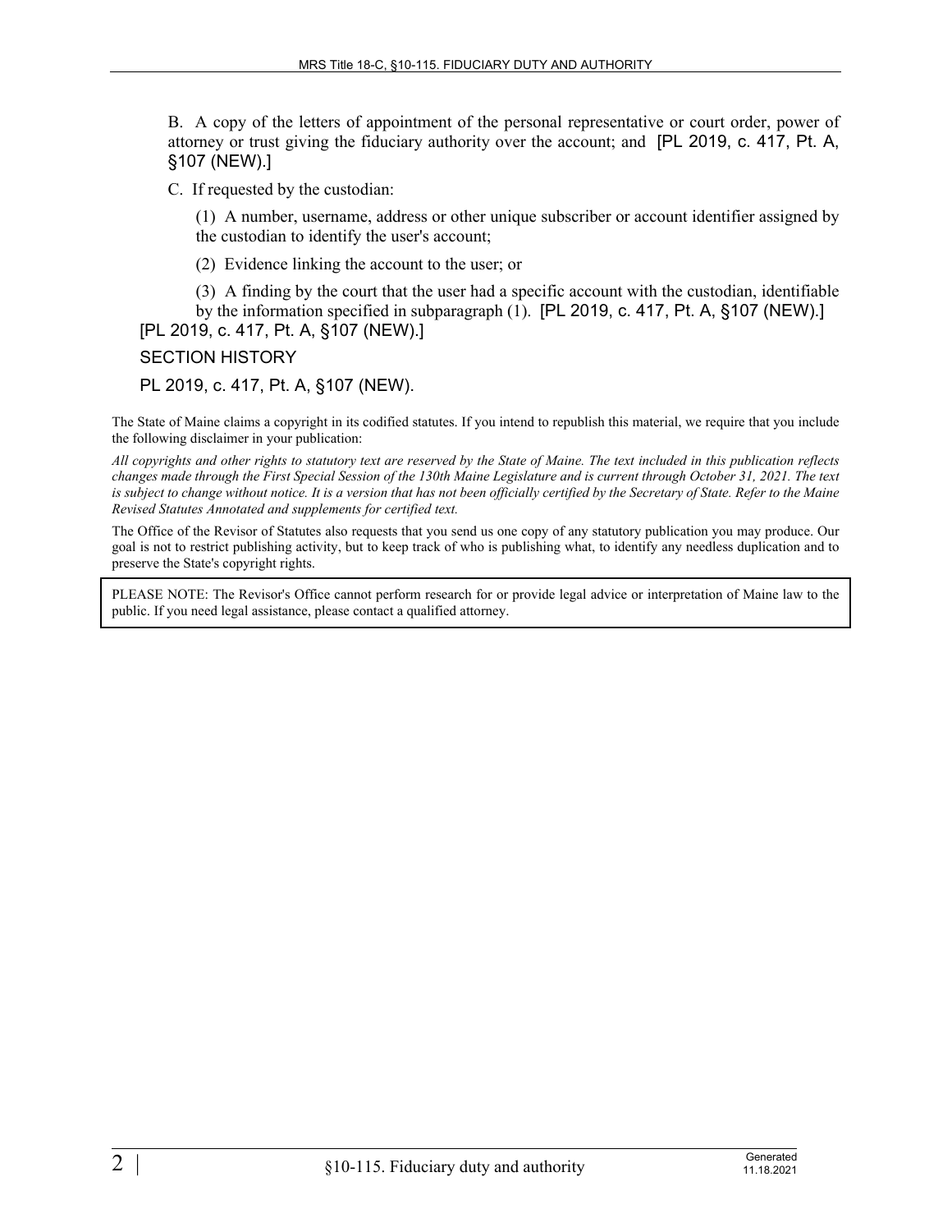B. A copy of the letters of appointment of the personal representative or court order, power of attorney or trust giving the fiduciary authority over the account; and [PL 2019, c. 417, Pt. A, §107 (NEW).]

C. If requested by the custodian:

(1) A number, username, address or other unique subscriber or account identifier assigned by the custodian to identify the user's account;

(2) Evidence linking the account to the user; or

(3) A finding by the court that the user had a specific account with the custodian, identifiable by the information specified in subparagraph (1). [PL 2019, c. 417, Pt. A, §107 (NEW).]

[PL 2019, c. 417, Pt. A, §107 (NEW).]

SECTION HISTORY

PL 2019, c. 417, Pt. A, §107 (NEW).

The State of Maine claims a copyright in its codified statutes. If you intend to republish this material, we require that you include the following disclaimer in your publication:

*All copyrights and other rights to statutory text are reserved by the State of Maine. The text included in this publication reflects changes made through the First Special Session of the 130th Maine Legislature and is current through October 31, 2021. The text is subject to change without notice. It is a version that has not been officially certified by the Secretary of State. Refer to the Maine Revised Statutes Annotated and supplements for certified text.*

The Office of the Revisor of Statutes also requests that you send us one copy of any statutory publication you may produce. Our goal is not to restrict publishing activity, but to keep track of who is publishing what, to identify any needless duplication and to preserve the State's copyright rights.

PLEASE NOTE: The Revisor's Office cannot perform research for or provide legal advice or interpretation of Maine law to the public. If you need legal assistance, please contact a qualified attorney.